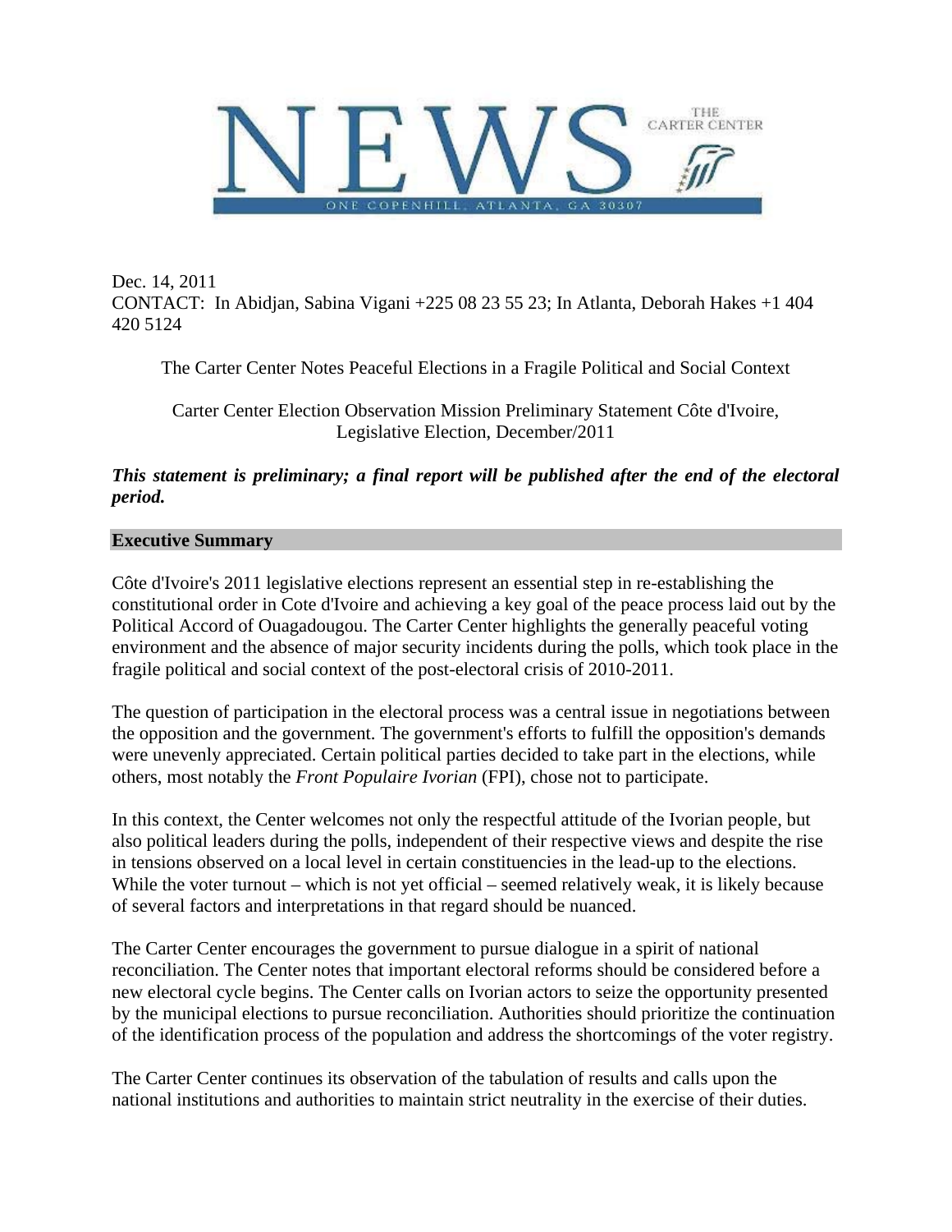NEWS

THE CARTER CENTER

ONE COPENHILL, ATLANTA, GA 30307

Dec. 14, 2011
CONTACT: In Abidjan, Sabina Vigani +225 08 23 55 23; In Atlanta, Deborah Hakes +1 404 420 5124

The Carter Center Notes Peaceful Elections in a Fragile Political and Social Context

Carter Center Election Observation Mission Preliminary Statement Côte d'Ivoire, Legislative Election, December/2011

***This statement is preliminary; a final report will be published after the end of the electoral period.***

## Executive Summary

Côte d'Ivoire's 2011 legislative elections represent an essential step in re-establishing the constitutional order in Cote d'Ivoire and achieving a key goal of the peace process laid out by the Political Accord of Ouagadougou. The Carter Center highlights the generally peaceful voting environment and the absence of major security incidents during the polls, which took place in the fragile political and social context of the post-electoral crisis of 2010-2011.

The question of participation in the electoral process was a central issue in negotiations between the opposition and the government. The government's efforts to fulfill the opposition's demands were unevenly appreciated. Certain political parties decided to take part in the elections, while others, most notably the *Front Populaire Ivorian* (FPI), chose not to participate.

In this context, the Center welcomes not only the respectful attitude of the Ivorian people, but also political leaders during the polls, independent of their respective views and despite the rise in tensions observed on a local level in certain constituencies in the lead-up to the elections. While the voter turnout – which is not yet official – seemed relatively weak, it is likely because of several factors and interpretations in that regard should be nuanced.

The Carter Center encourages the government to pursue dialogue in a spirit of national reconciliation. The Center notes that important electoral reforms should be considered before a new electoral cycle begins. The Center calls on Ivorian actors to seize the opportunity presented by the municipal elections to pursue reconciliation. Authorities should prioritize the continuation of the identification process of the population and address the shortcomings of the voter registry.

The Carter Center continues its observation of the tabulation of results and calls upon the national institutions and authorities to maintain strict neutrality in the exercise of their duties.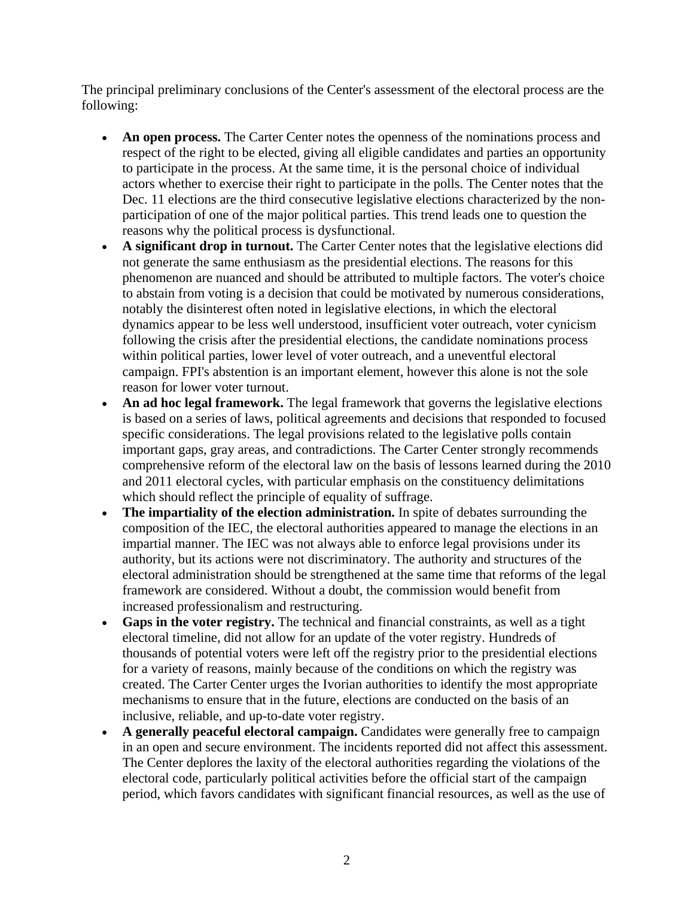The principal preliminary conclusions of the Center's assessment of the electoral process are the following:

- **An open process.** The Carter Center notes the openness of the nominations process and respect of the right to be elected, giving all eligible candidates and parties an opportunity to participate in the process. At the same time, it is the personal choice of individual actors whether to exercise their right to participate in the polls. The Center notes that the Dec. 11 elections are the third consecutive legislative elections characterized by the non-participation of one of the major political parties. This trend leads one to question the reasons why the political process is dysfunctional.
- **A significant drop in turnout.** The Carter Center notes that the legislative elections did not generate the same enthusiasm as the presidential elections. The reasons for this phenomenon are nuanced and should be attributed to multiple factors. The voter's choice to abstain from voting is a decision that could be motivated by numerous considerations, notably the disinterest often noted in legislative elections, in which the electoral dynamics appear to be less well understood, insufficient voter outreach, voter cynicism following the crisis after the presidential elections, the candidate nominations process within political parties, lower level of voter outreach, and a uneventful electoral campaign. FPI's abstention is an important element, however this alone is not the sole reason for lower voter turnout.
- **An ad hoc legal framework.** The legal framework that governs the legislative elections is based on a series of laws, political agreements and decisions that responded to focused specific considerations. The legal provisions related to the legislative polls contain important gaps, gray areas, and contradictions. The Carter Center strongly recommends comprehensive reform of the electoral law on the basis of lessons learned during the 2010 and 2011 electoral cycles, with particular emphasis on the constituency delimitations which should reflect the principle of equality of suffrage.
- **The impartiality of the election administration.** In spite of debates surrounding the composition of the IEC, the electoral authorities appeared to manage the elections in an impartial manner. The IEC was not always able to enforce legal provisions under its authority, but its actions were not discriminatory. The authority and structures of the electoral administration should be strengthened at the same time that reforms of the legal framework are considered. Without a doubt, the commission would benefit from increased professionalism and restructuring.
- **Gaps in the voter registry.** The technical and financial constraints, as well as a tight electoral timeline, did not allow for an update of the voter registry. Hundreds of thousands of potential voters were left off the registry prior to the presidential elections for a variety of reasons, mainly because of the conditions on which the registry was created. The Carter Center urges the Ivorian authorities to identify the most appropriate mechanisms to ensure that in the future, elections are conducted on the basis of an inclusive, reliable, and up-to-date voter registry.
- **A generally peaceful electoral campaign.** Candidates were generally free to campaign in an open and secure environment. The incidents reported did not affect this assessment. The Center deplores the laxity of the electoral authorities regarding the violations of the electoral code, particularly political activities before the official start of the campaign period, which favors candidates with significant financial resources, as well as the use of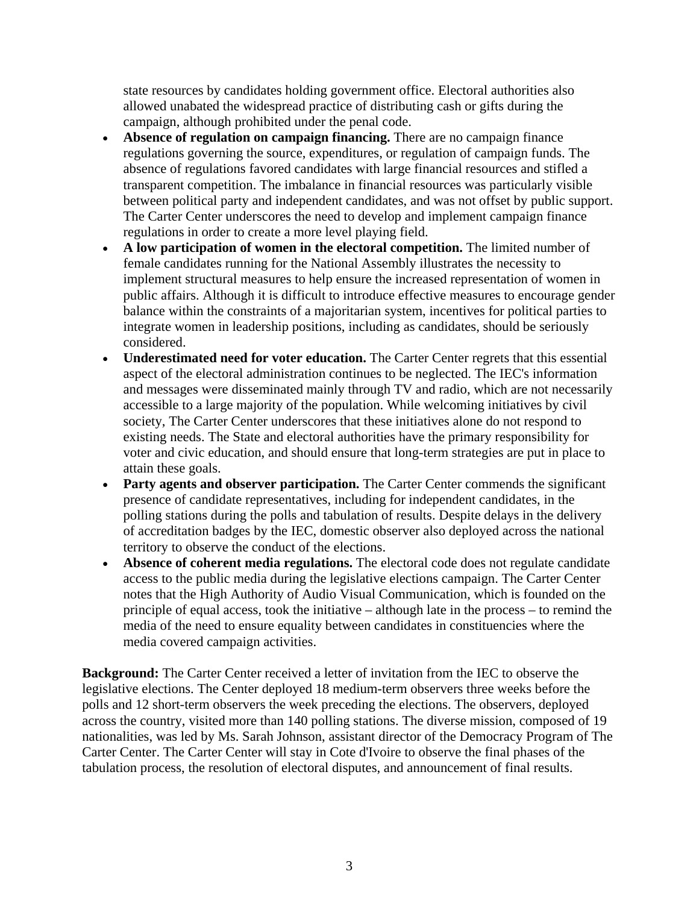state resources by candidates holding government office. Electoral authorities also allowed unabated the widespread practice of distributing cash or gifts during the campaign, although prohibited under the penal code.

- **Absence of regulation on campaign financing.** There are no campaign finance regulations governing the source, expenditures, or regulation of campaign funds. The absence of regulations favored candidates with large financial resources and stifled a transparent competition. The imbalance in financial resources was particularly visible between political party and independent candidates, and was not offset by public support. The Carter Center underscores the need to develop and implement campaign finance regulations in order to create a more level playing field.
- **A low participation of women in the electoral competition.** The limited number of female candidates running for the National Assembly illustrates the necessity to implement structural measures to help ensure the increased representation of women in public affairs. Although it is difficult to introduce effective measures to encourage gender balance within the constraints of a majoritarian system, incentives for political parties to integrate women in leadership positions, including as candidates, should be seriously considered.
- **Underestimated need for voter education.** The Carter Center regrets that this essential aspect of the electoral administration continues to be neglected. The IEC's information and messages were disseminated mainly through TV and radio, which are not necessarily accessible to a large majority of the population. While welcoming initiatives by civil society, The Carter Center underscores that these initiatives alone do not respond to existing needs. The State and electoral authorities have the primary responsibility for voter and civic education, and should ensure that long-term strategies are put in place to attain these goals.
- **Party agents and observer participation.** The Carter Center commends the significant presence of candidate representatives, including for independent candidates, in the polling stations during the polls and tabulation of results. Despite delays in the delivery of accreditation badges by the IEC, domestic observer also deployed across the national territory to observe the conduct of the elections.
- **Absence of coherent media regulations.** The electoral code does not regulate candidate access to the public media during the legislative elections campaign. The Carter Center notes that the High Authority of Audio Visual Communication, which is founded on the principle of equal access, took the initiative – although late in the process – to remind the media of the need to ensure equality between candidates in constituencies where the media covered campaign activities.

**Background:** The Carter Center received a letter of invitation from the IEC to observe the legislative elections. The Center deployed 18 medium-term observers three weeks before the polls and 12 short-term observers the week preceding the elections. The observers, deployed across the country, visited more than 140 polling stations. The diverse mission, composed of 19 nationalities, was led by Ms. Sarah Johnson, assistant director of the Democracy Program of The Carter Center. The Carter Center will stay in Cote d'Ivoire to observe the final phases of the tabulation process, the resolution of electoral disputes, and announcement of final results.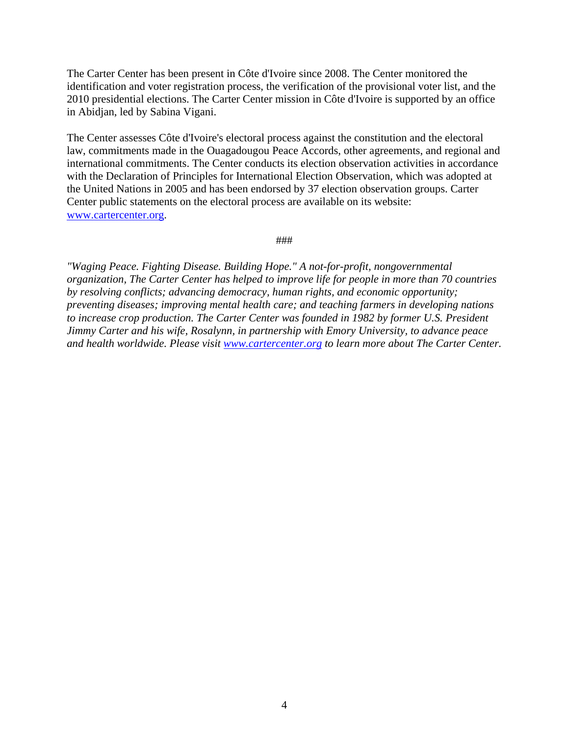The Carter Center has been present in Côte d'Ivoire since 2008. The Center monitored the identification and voter registration process, the verification of the provisional voter list, and the 2010 presidential elections. The Carter Center mission in Côte d'Ivoire is supported by an office in Abidjan, led by Sabina Vigani.

The Center assesses Côte d'Ivoire's electoral process against the constitution and the electoral law, commitments made in the Ouagadougou Peace Accords, other agreements, and regional and international commitments. The Center conducts its election observation activities in accordance with the Declaration of Principles for International Election Observation, which was adopted at the United Nations in 2005 and has been endorsed by 37 election observation groups. Carter Center public statements on the electoral process are available on its website: [www.cartercenter.org](http://www.cartercenter.org).

###

*"Waging Peace. Fighting Disease. Building Hope." A not-for-profit, nongovernmental organization, The Carter Center has helped to improve life for people in more than 70 countries by resolving conflicts; advancing democracy, human rights, and economic opportunity; preventing diseases; improving mental health care; and teaching farmers in developing nations to increase crop production. The Carter Center was founded in 1982 by former U.S. President Jimmy Carter and his wife, Rosalynn, in partnership with Emory University, to advance peace and health worldwide. Please visit [www.cartercenter.org](http://www.cartercenter.org) to learn more about The Carter Center.*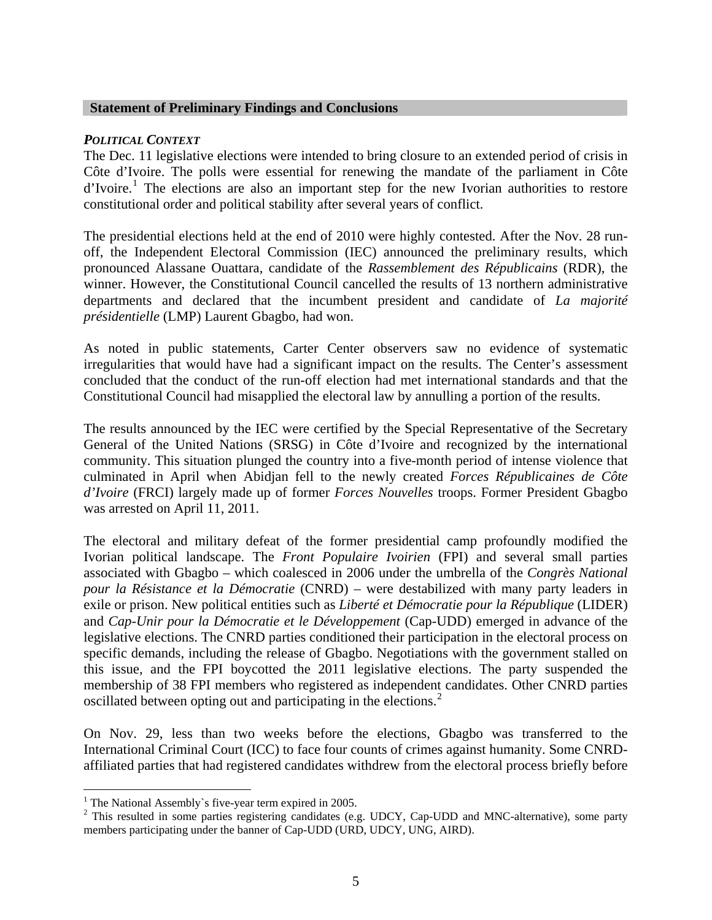## Statement of Preliminary Findings and Conclusions

### *POLITICAL CONTEXT*

The Dec. 11 legislative elections were intended to bring closure to an extended period of crisis in Côte d'Ivoire. The polls were essential for renewing the mandate of the parliament in Côte d'Ivoire.[1] The elections are also an important step for the new Ivorian authorities to restore constitutional order and political stability after several years of conflict.

The presidential elections held at the end of 2010 were highly contested. After the Nov. 28 run-off, the Independent Electoral Commission (IEC) announced the preliminary results, which pronounced Alassane Ouattara, candidate of the *Rassemblement des Républicains* (RDR), the winner. However, the Constitutional Council cancelled the results of 13 northern administrative departments and declared that the incumbent president and candidate of *La majorité présidentielle* (LMP) Laurent Gbagbo, had won.

As noted in public statements, Carter Center observers saw no evidence of systematic irregularities that would have had a significant impact on the results. The Center's assessment concluded that the conduct of the run-off election had met international standards and that the Constitutional Council had misapplied the electoral law by annulling a portion of the results.

The results announced by the IEC were certified by the Special Representative of the Secretary General of the United Nations (SRSG) in Côte d'Ivoire and recognized by the international community. This situation plunged the country into a five-month period of intense violence that culminated in April when Abidjan fell to the newly created *Forces Républicaines de Côte d'Ivoire* (FRCI) largely made up of former *Forces Nouvelles* troops. Former President Gbagbo was arrested on April 11, 2011.

The electoral and military defeat of the former presidential camp profoundly modified the Ivorian political landscape. The *Front Populaire Ivoirien* (FPI) and several small parties associated with Gbagbo – which coalesced in 2006 under the umbrella of the *Congrès National pour la Résistance et la Démocratie* (CNRD) – were destabilized with many party leaders in exile or prison. New political entities such as *Liberté et Démocratie pour la République* (LIDER) and *Cap-Unir pour la Démocratie et le Développement* (Cap-UDD) emerged in advance of the legislative elections. The CNRD parties conditioned their participation in the electoral process on specific demands, including the release of Gbagbo. Negotiations with the government stalled on this issue, and the FPI boycotted the 2011 legislative elections. The party suspended the membership of 38 FPI members who registered as independent candidates. Other CNRD parties oscillated between opting out and participating in the elections.[2]

On Nov. 29, less than two weeks before the elections, Gbagbo was transferred to the International Criminal Court (ICC) to face four counts of crimes against humanity. Some CNRD-affiliated parties that had registered candidates withdrew from the electoral process briefly before

---

[1] The National Assembly`s five-year term expired in 2005.

[2] This resulted in some parties registering candidates (e.g. UDCY, Cap-UDD and MNC-alternative), some party members participating under the banner of Cap-UDD (URD, UDCY, UNG, AIRD).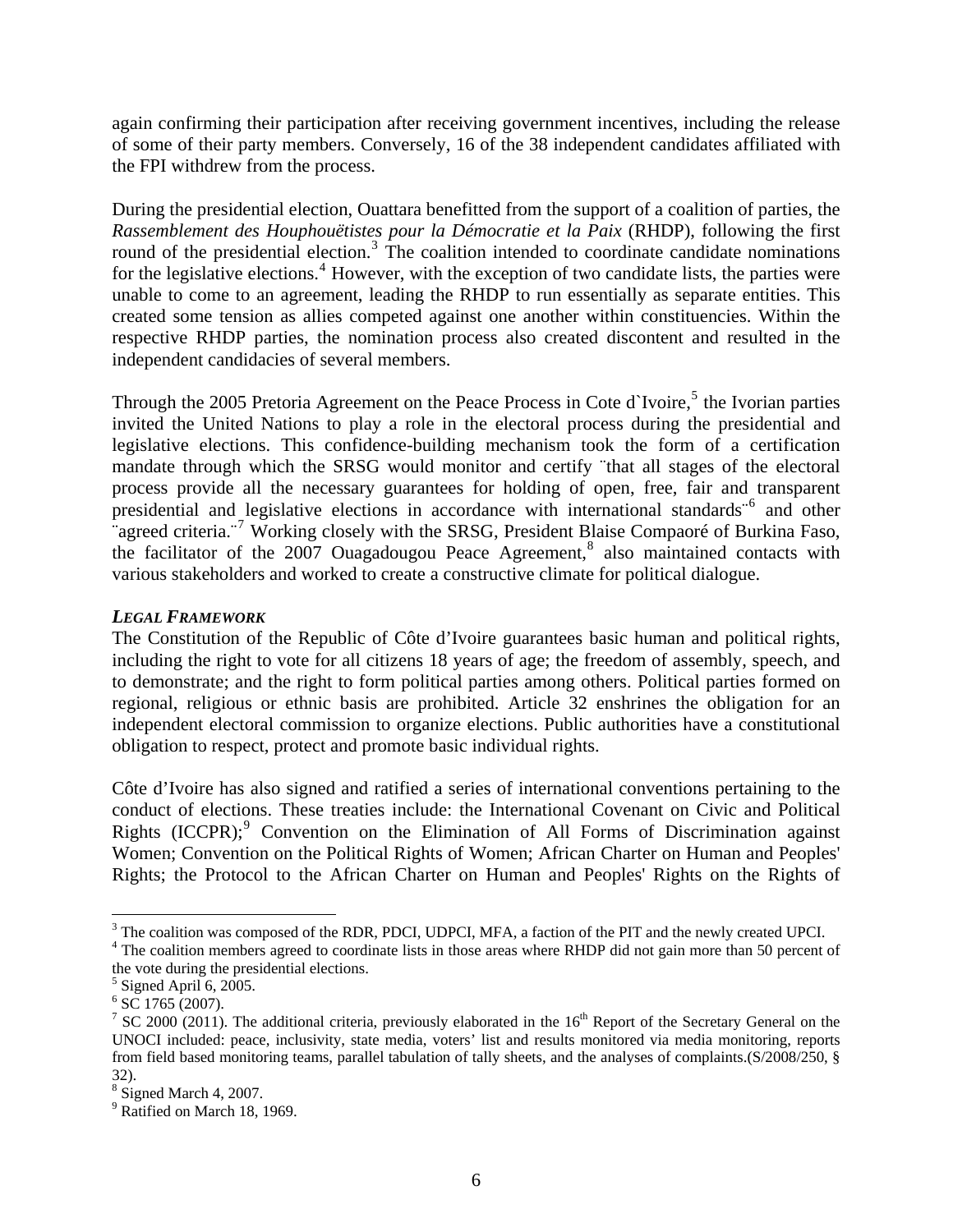again confirming their participation after receiving government incentives, including the release of some of their party members. Conversely, 16 of the 38 independent candidates affiliated with the FPI withdrew from the process.

During the presidential election, Ouattara benefitted from the support of a coalition of parties, the *Rassemblement des Houphouëtistes pour la Démocratie et la Paix* (RHDP), following the first round of the presidential election.[3] The coalition intended to coordinate candidate nominations for the legislative elections.[4] However, with the exception of two candidate lists, the parties were unable to come to an agreement, leading the RHDP to run essentially as separate entities. This created some tension as allies competed against one another within constituencies. Within the respective RHDP parties, the nomination process also created discontent and resulted in the independent candidacies of several members.

Through the 2005 Pretoria Agreement on the Peace Process in Cote d`Ivoire,[5] the Ivorian parties invited the United Nations to play a role in the electoral process during the presidential and legislative elections. This confidence-building mechanism took the form of a certification mandate through which the SRSG would monitor and certify ¨that all stages of the electoral process provide all the necessary guarantees for holding of open, free, fair and transparent presidential and legislative elections in accordance with international standards¨[6] and other ¨agreed criteria.¨[7] Working closely with the SRSG, President Blaise Compaoré of Burkina Faso, the facilitator of the 2007 Ouagadougou Peace Agreement,[8] also maintained contacts with various stakeholders and worked to create a constructive climate for political dialogue.

***LEGAL FRAMEWORK***

The Constitution of the Republic of Côte d'Ivoire guarantees basic human and political rights, including the right to vote for all citizens 18 years of age; the freedom of assembly, speech, and to demonstrate; and the right to form political parties among others. Political parties formed on regional, religious or ethnic basis are prohibited. Article 32 enshrines the obligation for an independent electoral commission to organize elections. Public authorities have a constitutional obligation to respect, protect and promote basic individual rights.

Côte d'Ivoire has also signed and ratified a series of international conventions pertaining to the conduct of elections. These treaties include: the International Covenant on Civic and Political Rights (ICCPR);[9] Convention on the Elimination of All Forms of Discrimination against Women; Convention on the Political Rights of Women; African Charter on Human and Peoples' Rights; the Protocol to the African Charter on Human and Peoples' Rights on the Rights of

---

[3] The coalition was composed of the RDR, PDCI, UDPCI, MFA, a faction of the PIT and the newly created UPCI.

[4] The coalition members agreed to coordinate lists in those areas where RHDP did not gain more than 50 percent of the vote during the presidential elections.

[5] Signed April 6, 2005.

[6] SC 1765 (2007).

[7] SC 2000 (2011). The additional criteria, previously elaborated in the 16th Report of the Secretary General on the UNOCI included: peace, inclusivity, state media, voters' list and results monitored via media monitoring, reports from field based monitoring teams, parallel tabulation of tally sheets, and the analyses of complaints.(S/2008/250, § 32).

[8] Signed March 4, 2007.

[9] Ratified on March 18, 1969.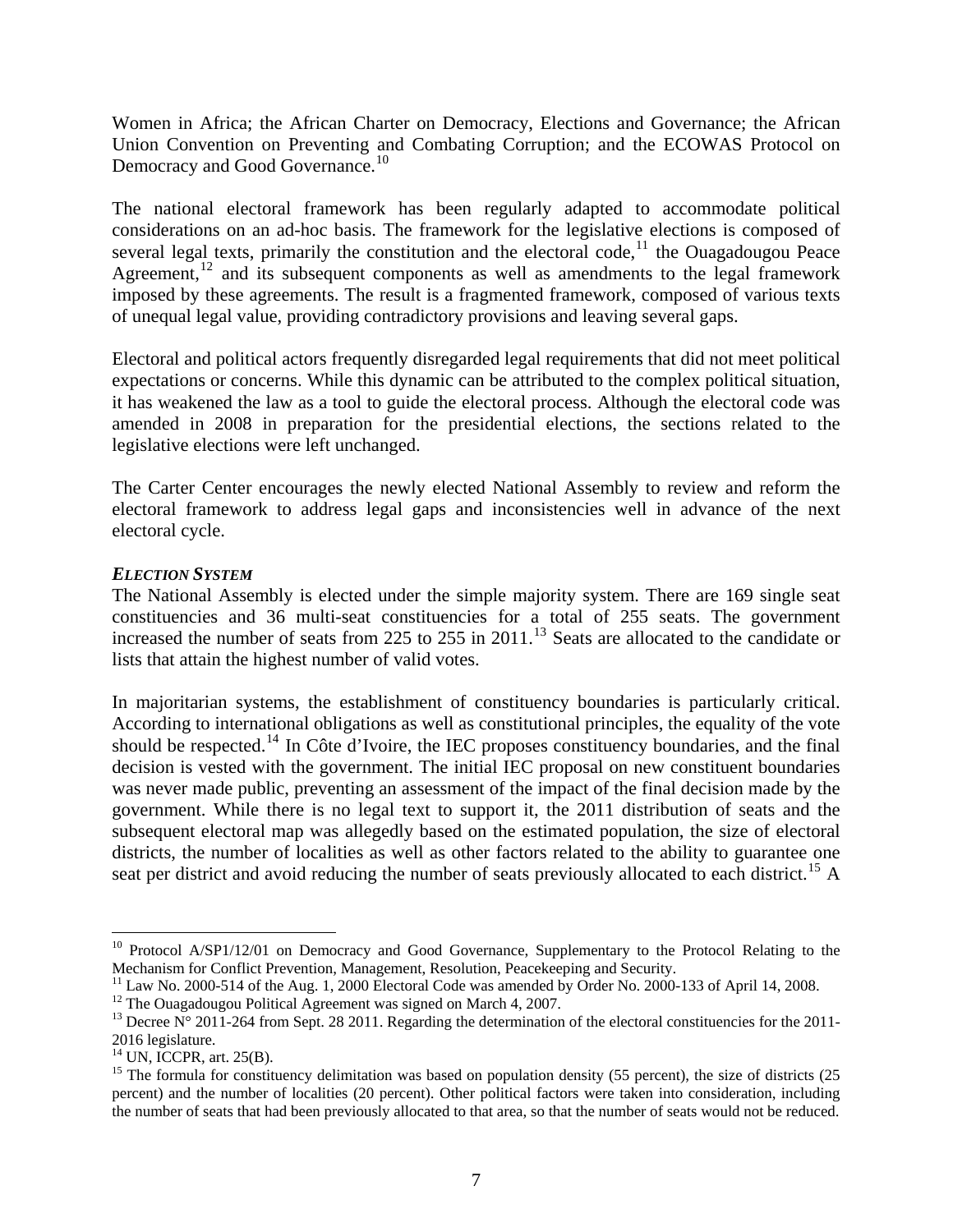Women in Africa; the African Charter on Democracy, Elections and Governance; the African Union Convention on Preventing and Combating Corruption; and the ECOWAS Protocol on Democracy and Good Governance.[10]

The national electoral framework has been regularly adapted to accommodate political considerations on an ad-hoc basis. The framework for the legislative elections is composed of several legal texts, primarily the constitution and the electoral code,[11] the Ouagadougou Peace Agreement,[12] and its subsequent components as well as amendments to the legal framework imposed by these agreements. The result is a fragmented framework, composed of various texts of unequal legal value, providing contradictory provisions and leaving several gaps.

Electoral and political actors frequently disregarded legal requirements that did not meet political expectations or concerns. While this dynamic can be attributed to the complex political situation, it has weakened the law as a tool to guide the electoral process. Although the electoral code was amended in 2008 in preparation for the presidential elections, the sections related to the legislative elections were left unchanged.

The Carter Center encourages the newly elected National Assembly to review and reform the electoral framework to address legal gaps and inconsistencies well in advance of the next electoral cycle.

***ELECTION SYSTEM***

The National Assembly is elected under the simple majority system. There are 169 single seat constituencies and 36 multi-seat constituencies for a total of 255 seats. The government increased the number of seats from 225 to 255 in 2011.[13] Seats are allocated to the candidate or lists that attain the highest number of valid votes.

In majoritarian systems, the establishment of constituency boundaries is particularly critical. According to international obligations as well as constitutional principles, the equality of the vote should be respected.[14] In Côte d'Ivoire, the IEC proposes constituency boundaries, and the final decision is vested with the government. The initial IEC proposal on new constituent boundaries was never made public, preventing an assessment of the impact of the final decision made by the government. While there is no legal text to support it, the 2011 distribution of seats and the subsequent electoral map was allegedly based on the estimated population, the size of electoral districts, the number of localities as well as other factors related to the ability to guarantee one seat per district and avoid reducing the number of seats previously allocated to each district.[15] A

---

[10] Protocol A/SP1/12/01 on Democracy and Good Governance, Supplementary to the Protocol Relating to the Mechanism for Conflict Prevention, Management, Resolution, Peacekeeping and Security.

[11] Law No. 2000-514 of the Aug. 1, 2000 Electoral Code was amended by Order No. 2000-133 of April 14, 2008.

[12] The Ouagadougou Political Agreement was signed on March 4, 2007.

[13] Decree N° 2011-264 from Sept. 28 2011. Regarding the determination of the electoral constituencies for the 2011-2016 legislature.

[14] UN, ICCPR, art. 25(B).

[15] The formula for constituency delimitation was based on population density (55 percent), the size of districts (25 percent) and the number of localities (20 percent). Other political factors were taken into consideration, including the number of seats that had been previously allocated to that area, so that the number of seats would not be reduced.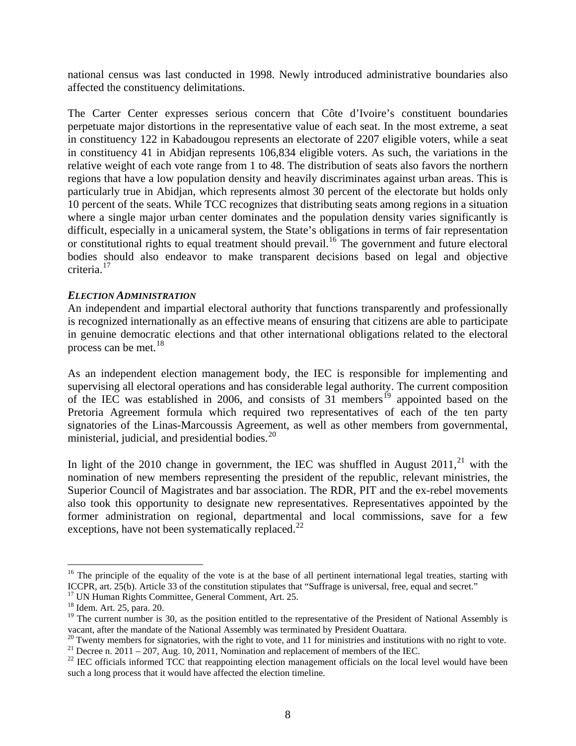national census was last conducted in 1998. Newly introduced administrative boundaries also affected the constituency delimitations.

The Carter Center expresses serious concern that Côte d'Ivoire's constituent boundaries perpetuate major distortions in the representative value of each seat. In the most extreme, a seat in constituency 122 in Kabadougou represents an electorate of 2207 eligible voters, while a seat in constituency 41 in Abidjan represents 106,834 eligible voters. As such, the variations in the relative weight of each vote range from 1 to 48. The distribution of seats also favors the northern regions that have a low population density and heavily discriminates against urban areas. This is particularly true in Abidjan, which represents almost 30 percent of the electorate but holds only 10 percent of the seats. While TCC recognizes that distributing seats among regions in a situation where a single major urban center dominates and the population density varies significantly is difficult, especially in a unicameral system, the State's obligations in terms of fair representation or constitutional rights to equal treatment should prevail.[16] The government and future electoral bodies should also endeavor to make transparent decisions based on legal and objective criteria.[17]

***ELECTION ADMINISTRATION***

An independent and impartial electoral authority that functions transparently and professionally is recognized internationally as an effective means of ensuring that citizens are able to participate in genuine democratic elections and that other international obligations related to the electoral process can be met.[18]

As an independent election management body, the IEC is responsible for implementing and supervising all electoral operations and has considerable legal authority. The current composition of the IEC was established in 2006, and consists of 31 members[19] appointed based on the Pretoria Agreement formula which required two representatives of each of the ten party signatories of the Linas-Marcoussis Agreement, as well as other members from governmental, ministerial, judicial, and presidential bodies.[20]

In light of the 2010 change in government, the IEC was shuffled in August 2011,[21] with the nomination of new members representing the president of the republic, relevant ministries, the Superior Council of Magistrates and bar association. The RDR, PIT and the ex-rebel movements also took this opportunity to designate new representatives. Representatives appointed by the former administration on regional, departmental and local commissions, save for a few exceptions, have not been systematically replaced.[22]

---

[16] The principle of the equality of the vote is at the base of all pertinent international legal treaties, starting with ICCPR, art. 25(b). Article 33 of the constitution stipulates that "Suffrage is universal, free, equal and secret."

[17] UN Human Rights Committee, General Comment, Art. 25.

[18] Idem. Art. 25, para. 20.

[19] The current number is 30, as the position entitled to the representative of the President of National Assembly is vacant, after the mandate of the National Assembly was terminated by President Ouattara.

[20] Twenty members for signatories, with the right to vote, and 11 for ministries and institutions with no right to vote.

[21] Decree n. 2011 – 207, Aug. 10, 2011, Nomination and replacement of members of the IEC.

[22] IEC officials informed TCC that reappointing election management officials on the local level would have been such a long process that it would have affected the election timeline.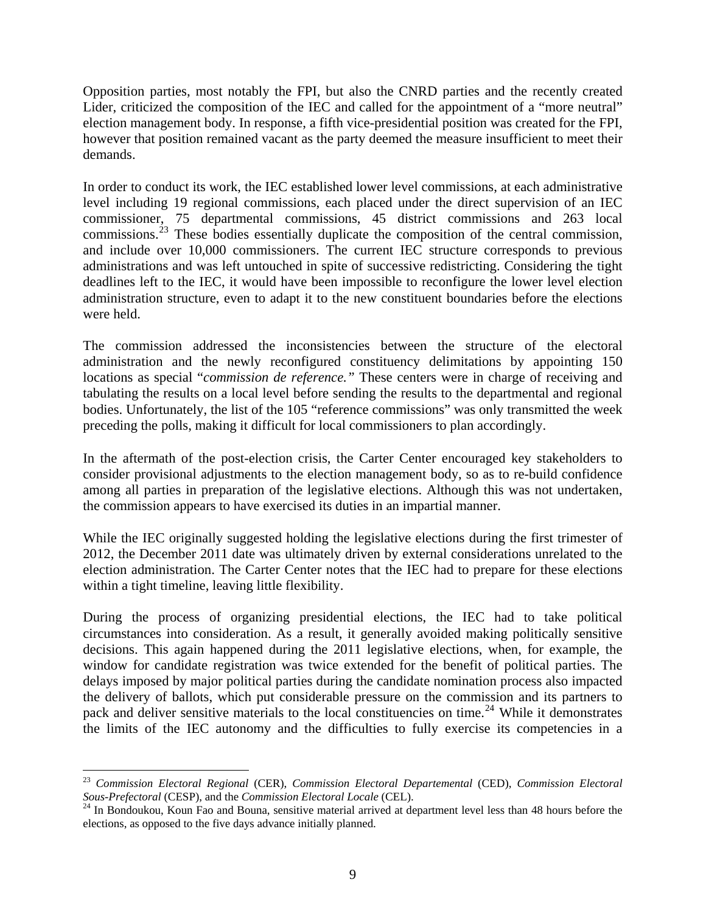Opposition parties, most notably the FPI, but also the CNRD parties and the recently created Lider, criticized the composition of the IEC and called for the appointment of a "more neutral" election management body. In response, a fifth vice-presidential position was created for the FPI, however that position remained vacant as the party deemed the measure insufficient to meet their demands.

In order to conduct its work, the IEC established lower level commissions, at each administrative level including 19 regional commissions, each placed under the direct supervision of an IEC commissioner, 75 departmental commissions, 45 district commissions and 263 local commissions.[23] These bodies essentially duplicate the composition of the central commission, and include over 10,000 commissioners. The current IEC structure corresponds to previous administrations and was left untouched in spite of successive redistricting. Considering the tight deadlines left to the IEC, it would have been impossible to reconfigure the lower level election administration structure, even to adapt it to the new constituent boundaries before the elections were held.

The commission addressed the inconsistencies between the structure of the electoral administration and the newly reconfigured constituency delimitations by appointing 150 locations as special "*commission de reference.*" These centers were in charge of receiving and tabulating the results on a local level before sending the results to the departmental and regional bodies. Unfortunately, the list of the 105 "reference commissions" was only transmitted the week preceding the polls, making it difficult for local commissioners to plan accordingly.

In the aftermath of the post-election crisis, the Carter Center encouraged key stakeholders to consider provisional adjustments to the election management body, so as to re-build confidence among all parties in preparation of the legislative elections. Although this was not undertaken, the commission appears to have exercised its duties in an impartial manner.

While the IEC originally suggested holding the legislative elections during the first trimester of 2012, the December 2011 date was ultimately driven by external considerations unrelated to the election administration. The Carter Center notes that the IEC had to prepare for these elections within a tight timeline, leaving little flexibility.

During the process of organizing presidential elections, the IEC had to take political circumstances into consideration. As a result, it generally avoided making politically sensitive decisions. This again happened during the 2011 legislative elections, when, for example, the window for candidate registration was twice extended for the benefit of political parties. The delays imposed by major political parties during the candidate nomination process also impacted the delivery of ballots, which put considerable pressure on the commission and its partners to pack and deliver sensitive materials to the local constituencies on time.[24] While it demonstrates the limits of the IEC autonomy and the difficulties to fully exercise its competencies in a

---

[23] *Commission Electoral Regional* (CER), *Commission Electoral Departemental* (CED), *Commission Electoral Sous-Prefectoral* (CESP), and the *Commission Electoral Locale* (CEL).

[24] In Bondoukou, Koun Fao and Bouna, sensitive material arrived at department level less than 48 hours before the elections, as opposed to the five days advance initially planned.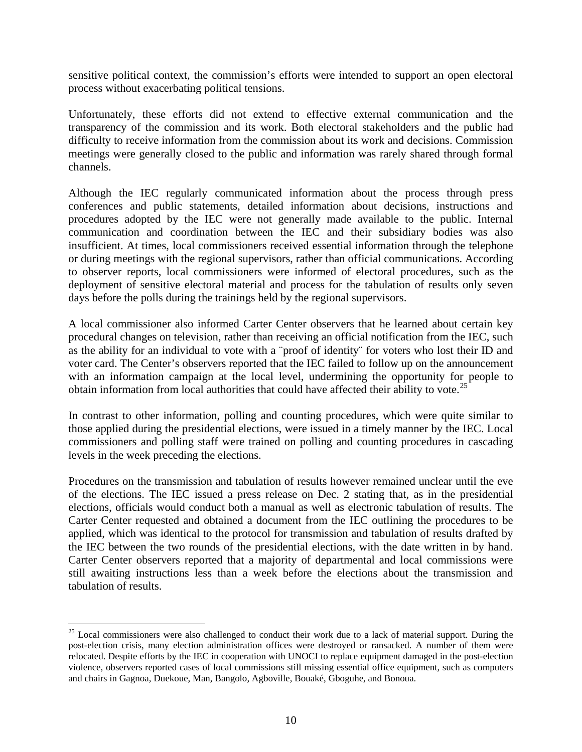sensitive political context, the commission's efforts were intended to support an open electoral process without exacerbating political tensions.

Unfortunately, these efforts did not extend to effective external communication and the transparency of the commission and its work. Both electoral stakeholders and the public had difficulty to receive information from the commission about its work and decisions. Commission meetings were generally closed to the public and information was rarely shared through formal channels.

Although the IEC regularly communicated information about the process through press conferences and public statements, detailed information about decisions, instructions and procedures adopted by the IEC were not generally made available to the public. Internal communication and coordination between the IEC and their subsidiary bodies was also insufficient. At times, local commissioners received essential information through the telephone or during meetings with the regional supervisors, rather than official communications. According to observer reports, local commissioners were informed of electoral procedures, such as the deployment of sensitive electoral material and process for the tabulation of results only seven days before the polls during the trainings held by the regional supervisors.

A local commissioner also informed Carter Center observers that he learned about certain key procedural changes on television, rather than receiving an official notification from the IEC, such as the ability for an individual to vote with a ¨proof of identity¨ for voters who lost their ID and voter card. The Center's observers reported that the IEC failed to follow up on the announcement with an information campaign at the local level, undermining the opportunity for people to obtain information from local authorities that could have affected their ability to vote.[25]

In contrast to other information, polling and counting procedures, which were quite similar to those applied during the presidential elections, were issued in a timely manner by the IEC. Local commissioners and polling staff were trained on polling and counting procedures in cascading levels in the week preceding the elections.

Procedures on the transmission and tabulation of results however remained unclear until the eve of the elections. The IEC issued a press release on Dec. 2 stating that, as in the presidential elections, officials would conduct both a manual as well as electronic tabulation of results. The Carter Center requested and obtained a document from the IEC outlining the procedures to be applied, which was identical to the protocol for transmission and tabulation of results drafted by the IEC between the two rounds of the presidential elections, with the date written in by hand. Carter Center observers reported that a majority of departmental and local commissions were still awaiting instructions less than a week before the elections about the transmission and tabulation of results.

---

[25] Local commissioners were also challenged to conduct their work due to a lack of material support. During the post-election crisis, many election administration offices were destroyed or ransacked. A number of them were relocated. Despite efforts by the IEC in cooperation with UNOCI to replace equipment damaged in the post-election violence, observers reported cases of local commissions still missing essential office equipment, such as computers and chairs in Gagnoa, Duekoue, Man, Bangolo, Agboville, Bouaké, Gboguhe, and Bonoua.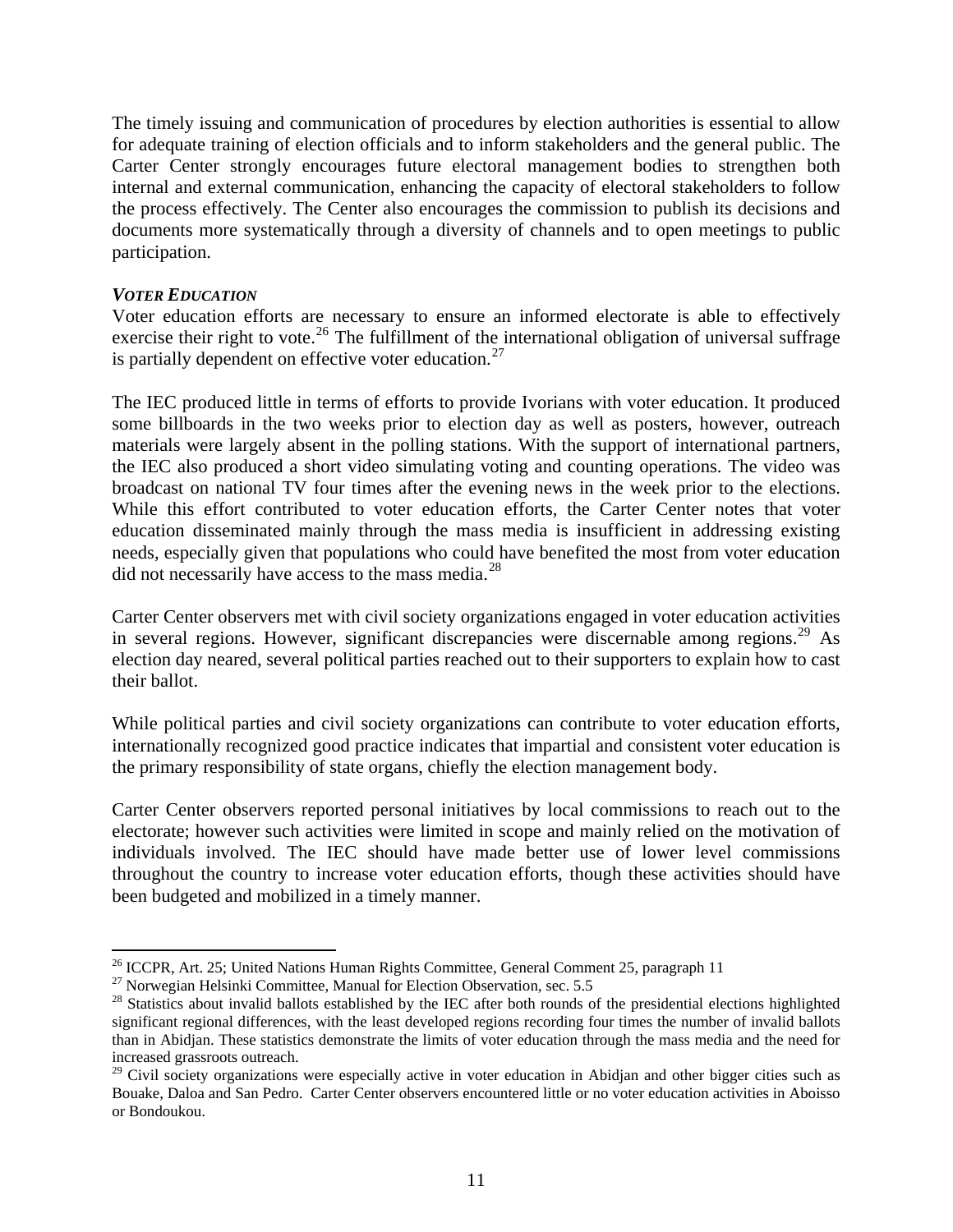The timely issuing and communication of procedures by election authorities is essential to allow for adequate training of election officials and to inform stakeholders and the general public. The Carter Center strongly encourages future electoral management bodies to strengthen both internal and external communication, enhancing the capacity of electoral stakeholders to follow the process effectively. The Center also encourages the commission to publish its decisions and documents more systematically through a diversity of channels and to open meetings to public participation.

***VOTER EDUCATION***

Voter education efforts are necessary to ensure an informed electorate is able to effectively exercise their right to vote.[26] The fulfillment of the international obligation of universal suffrage is partially dependent on effective voter education.[27]

The IEC produced little in terms of efforts to provide Ivorians with voter education. It produced some billboards in the two weeks prior to election day as well as posters, however, outreach materials were largely absent in the polling stations. With the support of international partners, the IEC also produced a short video simulating voting and counting operations. The video was broadcast on national TV four times after the evening news in the week prior to the elections. While this effort contributed to voter education efforts, the Carter Center notes that voter education disseminated mainly through the mass media is insufficient in addressing existing needs, especially given that populations who could have benefited the most from voter education did not necessarily have access to the mass media.[28]

Carter Center observers met with civil society organizations engaged in voter education activities in several regions. However, significant discrepancies were discernable among regions.[29] As election day neared, several political parties reached out to their supporters to explain how to cast their ballot.

While political parties and civil society organizations can contribute to voter education efforts, internationally recognized good practice indicates that impartial and consistent voter education is the primary responsibility of state organs, chiefly the election management body.

Carter Center observers reported personal initiatives by local commissions to reach out to the electorate; however such activities were limited in scope and mainly relied on the motivation of individuals involved. The IEC should have made better use of lower level commissions throughout the country to increase voter education efforts, though these activities should have been budgeted and mobilized in a timely manner.

---

[26] ICCPR, Art. 25; United Nations Human Rights Committee, General Comment 25, paragraph 11

[27] Norwegian Helsinki Committee, Manual for Election Observation, sec. 5.5

[28] Statistics about invalid ballots established by the IEC after both rounds of the presidential elections highlighted significant regional differences, with the least developed regions recording four times the number of invalid ballots than in Abidjan. These statistics demonstrate the limits of voter education through the mass media and the need for increased grassroots outreach.

[29] Civil society organizations were especially active in voter education in Abidjan and other bigger cities such as Bouake, Daloa and San Pedro. Carter Center observers encountered little or no voter education activities in Aboisso or Bondoukou.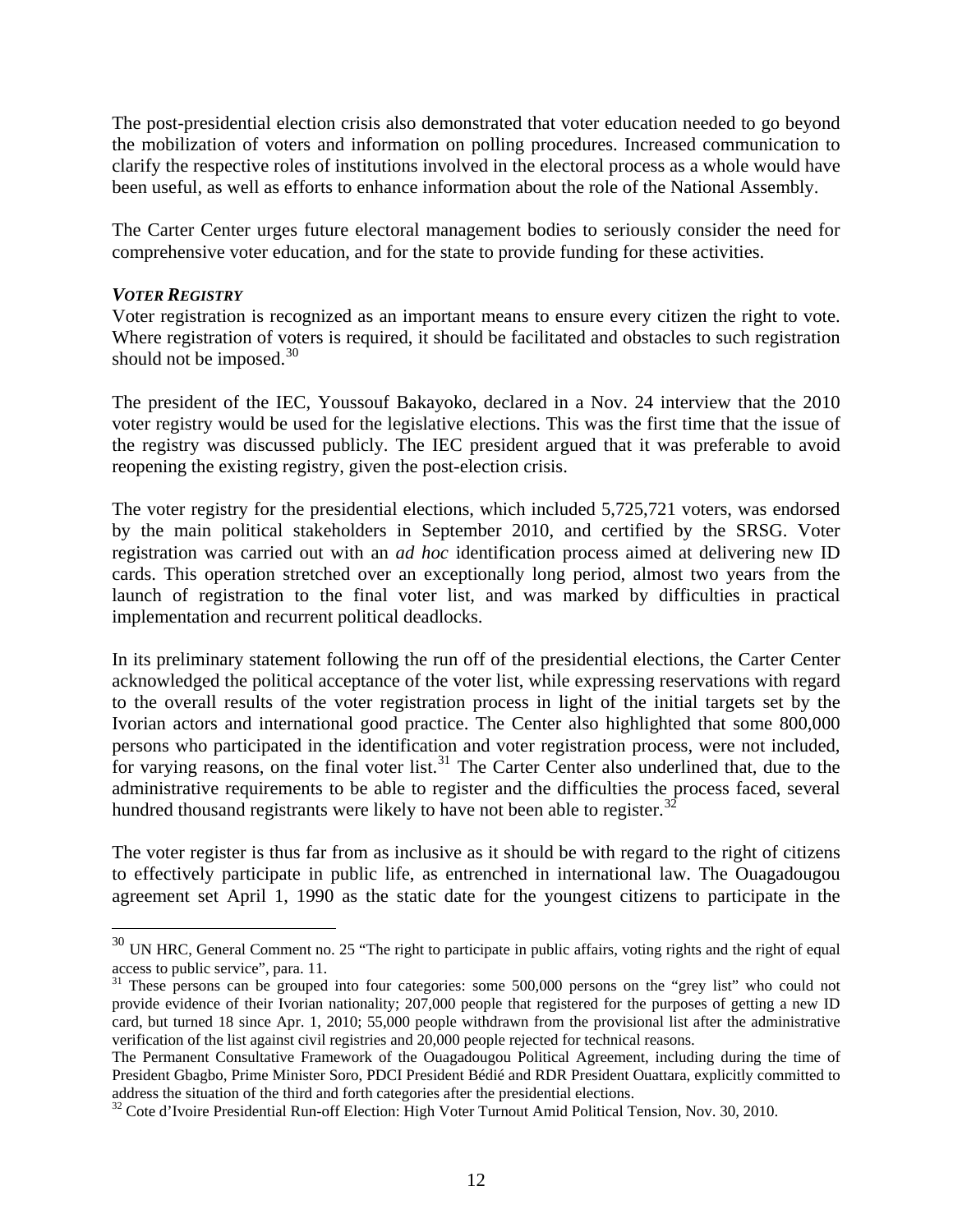The post-presidential election crisis also demonstrated that voter education needed to go beyond the mobilization of voters and information on polling procedures. Increased communication to clarify the respective roles of institutions involved in the electoral process as a whole would have been useful, as well as efforts to enhance information about the role of the National Assembly.

The Carter Center urges future electoral management bodies to seriously consider the need for comprehensive voter education, and for the state to provide funding for these activities.

### *VOTER REGISTRY*

Voter registration is recognized as an important means to ensure every citizen the right to vote. Where registration of voters is required, it should be facilitated and obstacles to such registration should not be imposed.[30]

The president of the IEC, Youssouf Bakayoko, declared in a Nov. 24 interview that the 2010 voter registry would be used for the legislative elections. This was the first time that the issue of the registry was discussed publicly. The IEC president argued that it was preferable to avoid reopening the existing registry, given the post-election crisis.

The voter registry for the presidential elections, which included 5,725,721 voters, was endorsed by the main political stakeholders in September 2010, and certified by the SRSG. Voter registration was carried out with an *ad hoc* identification process aimed at delivering new ID cards. This operation stretched over an exceptionally long period, almost two years from the launch of registration to the final voter list, and was marked by difficulties in practical implementation and recurrent political deadlocks.

In its preliminary statement following the run off of the presidential elections, the Carter Center acknowledged the political acceptance of the voter list, while expressing reservations with regard to the overall results of the voter registration process in light of the initial targets set by the Ivorian actors and international good practice. The Center also highlighted that some 800,000 persons who participated in the identification and voter registration process, were not included, for varying reasons, on the final voter list.[31] The Carter Center also underlined that, due to the administrative requirements to be able to register and the difficulties the process faced, several hundred thousand registrants were likely to have not been able to register.[32]

The voter register is thus far from as inclusive as it should be with regard to the right of citizens to effectively participate in public life, as entrenched in international law. The Ouagadougou agreement set April 1, 1990 as the static date for the youngest citizens to participate in the

---

[30] UN HRC, General Comment no. 25 "The right to participate in public affairs, voting rights and the right of equal access to public service", para. 11.

[31] These persons can be grouped into four categories: some 500,000 persons on the "grey list" who could not provide evidence of their Ivorian nationality; 207,000 people that registered for the purposes of getting a new ID card, but turned 18 since Apr. 1, 2010; 55,000 people withdrawn from the provisional list after the administrative verification of the list against civil registries and 20,000 people rejected for technical reasons.

The Permanent Consultative Framework of the Ouagadougou Political Agreement, including during the time of President Gbagbo, Prime Minister Soro, PDCI President Bédié and RDR President Ouattara, explicitly committed to address the situation of the third and forth categories after the presidential elections.

[32] Cote d'Ivoire Presidential Run-off Election: High Voter Turnout Amid Political Tension, Nov. 30, 2010.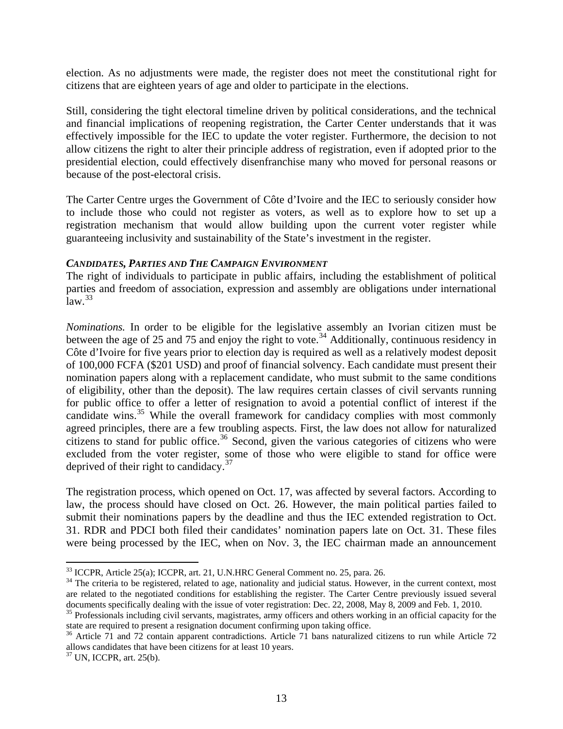election. As no adjustments were made, the register does not meet the constitutional right for citizens that are eighteen years of age and older to participate in the elections.

Still, considering the tight electoral timeline driven by political considerations, and the technical and financial implications of reopening registration, the Carter Center understands that it was effectively impossible for the IEC to update the voter register. Furthermore, the decision to not allow citizens the right to alter their principle address of registration, even if adopted prior to the presidential election, could effectively disenfranchise many who moved for personal reasons or because of the post-electoral crisis.

The Carter Centre urges the Government of Côte d'Ivoire and the IEC to seriously consider how to include those who could not register as voters, as well as to explore how to set up a registration mechanism that would allow building upon the current voter register while guaranteeing inclusivity and sustainability of the State's investment in the register.

***CANDIDATES, PARTIES AND THE CAMPAIGN ENVIRONMENT***

The right of individuals to participate in public affairs, including the establishment of political parties and freedom of association, expression and assembly are obligations under international law.[33]

*Nominations.* In order to be eligible for the legislative assembly an Ivorian citizen must be between the age of 25 and 75 and enjoy the right to vote.[34] Additionally, continuous residency in Côte d'Ivoire for five years prior to election day is required as well as a relatively modest deposit of 100,000 FCFA ($201 USD) and proof of financial solvency. Each candidate must present their nomination papers along with a replacement candidate, who must submit to the same conditions of eligibility, other than the deposit). The law requires certain classes of civil servants running for public office to offer a letter of resignation to avoid a potential conflict of interest if the candidate wins.[35] While the overall framework for candidacy complies with most commonly agreed principles, there are a few troubling aspects. First, the law does not allow for naturalized citizens to stand for public office.[36] Second, given the various categories of citizens who were excluded from the voter register, some of those who were eligible to stand for office were deprived of their right to candidacy.[37]

The registration process, which opened on Oct. 17, was affected by several factors. According to law, the process should have closed on Oct. 26. However, the main political parties failed to submit their nominations papers by the deadline and thus the IEC extended registration to Oct. 31. RDR and PDCI both filed their candidates' nomination papers late on Oct. 31. These files were being processed by the IEC, when on Nov. 3, the IEC chairman made an announcement

---

[33] ICCPR, Article 25(a); ICCPR, art. 21, U.N.HRC General Comment no. 25, para. 26.

[34] The criteria to be registered, related to age, nationality and judicial status. However, in the current context, most are related to the negotiated conditions for establishing the register. The Carter Centre previously issued several documents specifically dealing with the issue of voter registration: Dec. 22, 2008, May 8, 2009 and Feb. 1, 2010.

[35] Professionals including civil servants, magistrates, army officers and others working in an official capacity for the state are required to present a resignation document confirming upon taking office.

[36] Article 71 and 72 contain apparent contradictions. Article 71 bans naturalized citizens to run while Article 72 allows candidates that have been citizens for at least 10 years.

[37] UN, ICCPR, art. 25(b).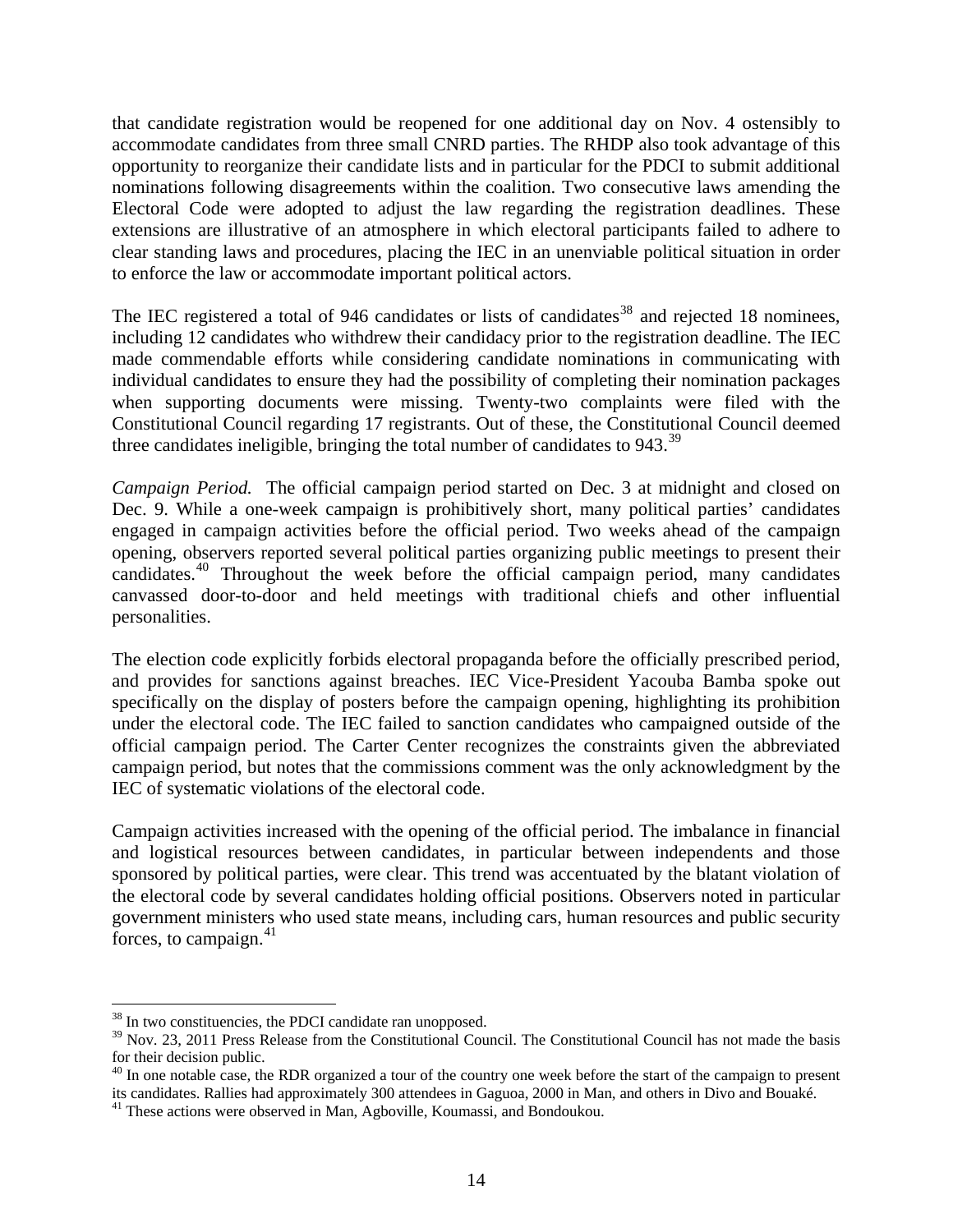that candidate registration would be reopened for one additional day on Nov. 4 ostensibly to accommodate candidates from three small CNRD parties. The RHDP also took advantage of this opportunity to reorganize their candidate lists and in particular for the PDCI to submit additional nominations following disagreements within the coalition. Two consecutive laws amending the Electoral Code were adopted to adjust the law regarding the registration deadlines. These extensions are illustrative of an atmosphere in which electoral participants failed to adhere to clear standing laws and procedures, placing the IEC in an unenviable political situation in order to enforce the law or accommodate important political actors.

The IEC registered a total of 946 candidates or lists of candidates[38] and rejected 18 nominees, including 12 candidates who withdrew their candidacy prior to the registration deadline. The IEC made commendable efforts while considering candidate nominations in communicating with individual candidates to ensure they had the possibility of completing their nomination packages when supporting documents were missing. Twenty-two complaints were filed with the Constitutional Council regarding 17 registrants. Out of these, the Constitutional Council deemed three candidates ineligible, bringing the total number of candidates to 943.[39]

*Campaign Period.* The official campaign period started on Dec. 3 at midnight and closed on Dec. 9. While a one-week campaign is prohibitively short, many political parties' candidates engaged in campaign activities before the official period. Two weeks ahead of the campaign opening, observers reported several political parties organizing public meetings to present their candidates.[40] Throughout the week before the official campaign period, many candidates canvassed door-to-door and held meetings with traditional chiefs and other influential personalities.

The election code explicitly forbids electoral propaganda before the officially prescribed period, and provides for sanctions against breaches. IEC Vice-President Yacouba Bamba spoke out specifically on the display of posters before the campaign opening, highlighting its prohibition under the electoral code. The IEC failed to sanction candidates who campaigned outside of the official campaign period. The Carter Center recognizes the constraints given the abbreviated campaign period, but notes that the commissions comment was the only acknowledgment by the IEC of systematic violations of the electoral code.

Campaign activities increased with the opening of the official period. The imbalance in financial and logistical resources between candidates, in particular between independents and those sponsored by political parties, were clear. This trend was accentuated by the blatant violation of the electoral code by several candidates holding official positions. Observers noted in particular government ministers who used state means, including cars, human resources and public security forces, to campaign.[41]

---

[38] In two constituencies, the PDCI candidate ran unopposed.

[39] Nov. 23, 2011 Press Release from the Constitutional Council. The Constitutional Council has not made the basis for their decision public.

[40] In one notable case, the RDR organized a tour of the country one week before the start of the campaign to present its candidates. Rallies had approximately 300 attendees in Gaguoa, 2000 in Man, and others in Divo and Bouaké.

[41] These actions were observed in Man, Agboville, Koumassi, and Bondoukou.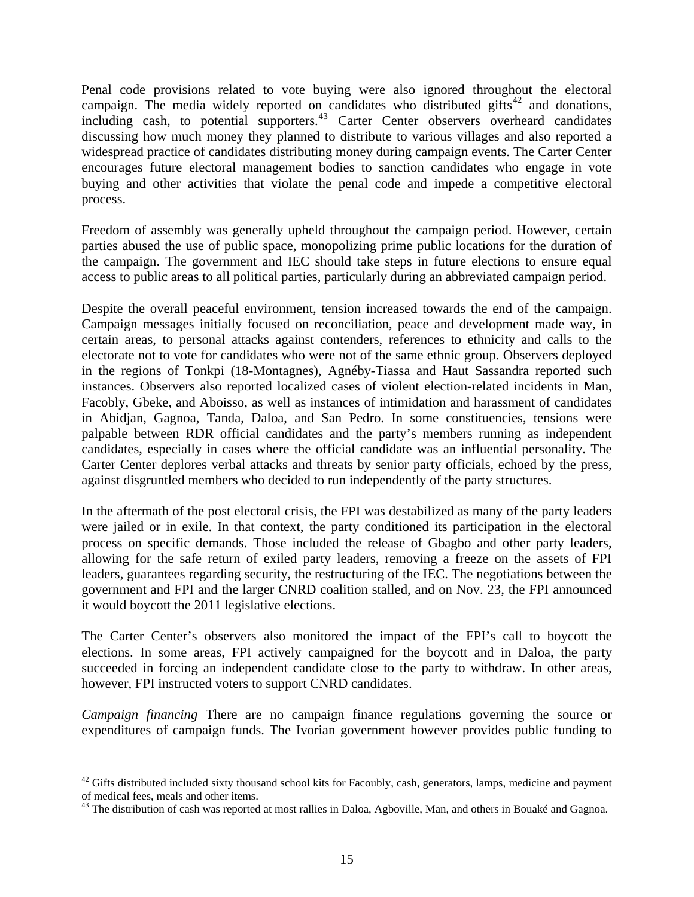Penal code provisions related to vote buying were also ignored throughout the electoral campaign. The media widely reported on candidates who distributed gifts[42] and donations, including cash, to potential supporters.[43] Carter Center observers overheard candidates discussing how much money they planned to distribute to various villages and also reported a widespread practice of candidates distributing money during campaign events. The Carter Center encourages future electoral management bodies to sanction candidates who engage in vote buying and other activities that violate the penal code and impede a competitive electoral process.

Freedom of assembly was generally upheld throughout the campaign period. However, certain parties abused the use of public space, monopolizing prime public locations for the duration of the campaign. The government and IEC should take steps in future elections to ensure equal access to public areas to all political parties, particularly during an abbreviated campaign period.

Despite the overall peaceful environment, tension increased towards the end of the campaign. Campaign messages initially focused on reconciliation, peace and development made way, in certain areas, to personal attacks against contenders, references to ethnicity and calls to the electorate not to vote for candidates who were not of the same ethnic group. Observers deployed in the regions of Tonkpi (18-Montagnes), Agnéby-Tiassa and Haut Sassandra reported such instances. Observers also reported localized cases of violent election-related incidents in Man, Facobly, Gbeke, and Aboisso, as well as instances of intimidation and harassment of candidates in Abidjan, Gagnoa, Tanda, Daloa, and San Pedro. In some constituencies, tensions were palpable between RDR official candidates and the party's members running as independent candidates, especially in cases where the official candidate was an influential personality. The Carter Center deplores verbal attacks and threats by senior party officials, echoed by the press, against disgruntled members who decided to run independently of the party structures.

In the aftermath of the post electoral crisis, the FPI was destabilized as many of the party leaders were jailed or in exile. In that context, the party conditioned its participation in the electoral process on specific demands. Those included the release of Gbagbo and other party leaders, allowing for the safe return of exiled party leaders, removing a freeze on the assets of FPI leaders, guarantees regarding security, the restructuring of the IEC. The negotiations between the government and FPI and the larger CNRD coalition stalled, and on Nov. 23, the FPI announced it would boycott the 2011 legislative elections.

The Carter Center's observers also monitored the impact of the FPI's call to boycott the elections. In some areas, FPI actively campaigned for the boycott and in Daloa, the party succeeded in forcing an independent candidate close to the party to withdraw. In other areas, however, FPI instructed voters to support CNRD candidates.

*Campaign financing* There are no campaign finance regulations governing the source or expenditures of campaign funds. The Ivorian government however provides public funding to

---

[42] Gifts distributed included sixty thousand school kits for Facoubly, cash, generators, lamps, medicine and payment of medical fees, meals and other items.

[43] The distribution of cash was reported at most rallies in Daloa, Agboville, Man, and others in Bouaké and Gagnoa.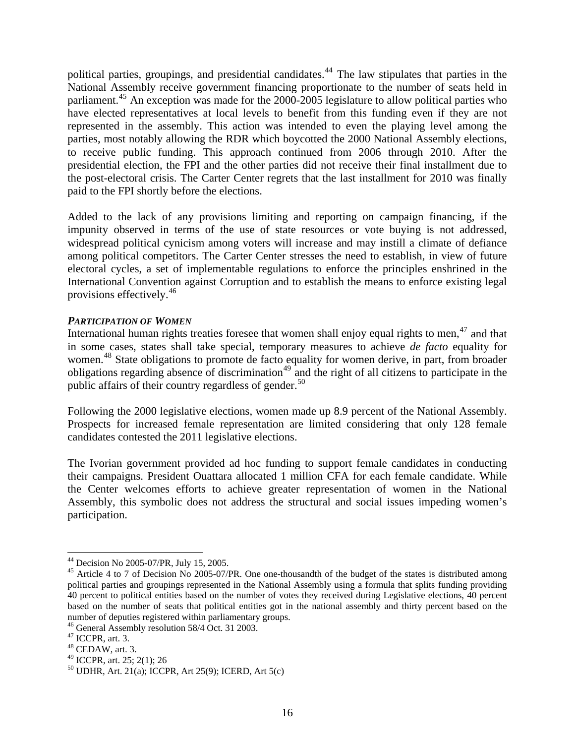political parties, groupings, and presidential candidates.[44] The law stipulates that parties in the National Assembly receive government financing proportionate to the number of seats held in parliament.[45] An exception was made for the 2000-2005 legislature to allow political parties who have elected representatives at local levels to benefit from this funding even if they are not represented in the assembly. This action was intended to even the playing level among the parties, most notably allowing the RDR which boycotted the 2000 National Assembly elections, to receive public funding. This approach continued from 2006 through 2010. After the presidential election, the FPI and the other parties did not receive their final installment due to the post-electoral crisis. The Carter Center regrets that the last installment for 2010 was finally paid to the FPI shortly before the elections.

Added to the lack of any provisions limiting and reporting on campaign financing, if the impunity observed in terms of the use of state resources or vote buying is not addressed, widespread political cynicism among voters will increase and may instill a climate of defiance among political competitors. The Carter Center stresses the need to establish, in view of future electoral cycles, a set of implementable regulations to enforce the principles enshrined in the International Convention against Corruption and to establish the means to enforce existing legal provisions effectively.[46]

***PARTICIPATION OF WOMEN***

International human rights treaties foresee that women shall enjoy equal rights to men,[47] and that in some cases, states shall take special, temporary measures to achieve *de facto* equality for women.[48] State obligations to promote de facto equality for women derive, in part, from broader obligations regarding absence of discrimination[49] and the right of all citizens to participate in the public affairs of their country regardless of gender.[50]

Following the 2000 legislative elections, women made up 8.9 percent of the National Assembly. Prospects for increased female representation are limited considering that only 128 female candidates contested the 2011 legislative elections.

The Ivorian government provided ad hoc funding to support female candidates in conducting their campaigns. President Ouattara allocated 1 million CFA for each female candidate. While the Center welcomes efforts to achieve greater representation of women in the National Assembly, this symbolic does not address the structural and social issues impeding women's participation.

---

[44] Decision No 2005-07/PR, July 15, 2005.

[45] Article 4 to 7 of Decision No 2005-07/PR. One one-thousandth of the budget of the states is distributed among political parties and groupings represented in the National Assembly using a formula that splits funding providing 40 percent to political entities based on the number of votes they received during Legislative elections, 40 percent based on the number of seats that political entities got in the national assembly and thirty percent based on the number of deputies registered within parliamentary groups.

[46] General Assembly resolution 58/4 Oct. 31 2003.

[47] ICCPR, art. 3.

[48] CEDAW, art. 3.

[49] ICCPR, art. 25; 2(1); 26

[50] UDHR, Art. 21(a); ICCPR, Art 25(9); ICERD, Art 5(c)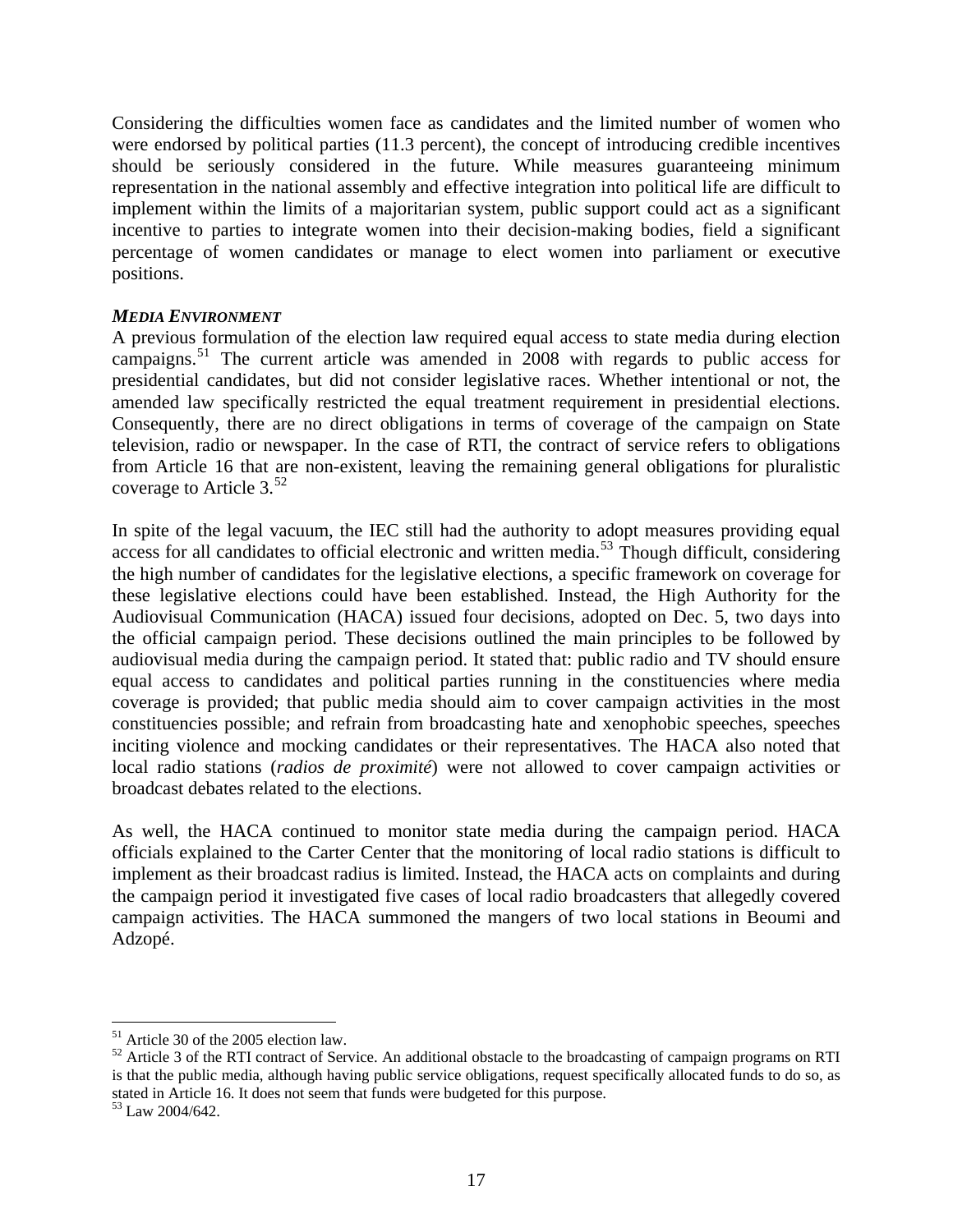Considering the difficulties women face as candidates and the limited number of women who were endorsed by political parties (11.3 percent), the concept of introducing credible incentives should be seriously considered in the future. While measures guaranteeing minimum representation in the national assembly and effective integration into political life are difficult to implement within the limits of a majoritarian system, public support could act as a significant incentive to parties to integrate women into their decision-making bodies, field a significant percentage of women candidates or manage to elect women into parliament or executive positions.

***MEDIA ENVIRONMENT***

A previous formulation of the election law required equal access to state media during election campaigns.[51] The current article was amended in 2008 with regards to public access for presidential candidates, but did not consider legislative races. Whether intentional or not, the amended law specifically restricted the equal treatment requirement in presidential elections. Consequently, there are no direct obligations in terms of coverage of the campaign on State television, radio or newspaper. In the case of RTI, the contract of service refers to obligations from Article 16 that are non-existent, leaving the remaining general obligations for pluralistic coverage to Article 3.[52]

In spite of the legal vacuum, the IEC still had the authority to adopt measures providing equal access for all candidates to official electronic and written media.[53] Though difficult, considering the high number of candidates for the legislative elections, a specific framework on coverage for these legislative elections could have been established. Instead, the High Authority for the Audiovisual Communication (HACA) issued four decisions, adopted on Dec. 5, two days into the official campaign period. These decisions outlined the main principles to be followed by audiovisual media during the campaign period. It stated that: public radio and TV should ensure equal access to candidates and political parties running in the constituencies where media coverage is provided; that public media should aim to cover campaign activities in the most constituencies possible; and refrain from broadcasting hate and xenophobic speeches, speeches inciting violence and mocking candidates or their representatives. The HACA also noted that local radio stations (*radios de proximité*) were not allowed to cover campaign activities or broadcast debates related to the elections.

As well, the HACA continued to monitor state media during the campaign period. HACA officials explained to the Carter Center that the monitoring of local radio stations is difficult to implement as their broadcast radius is limited. Instead, the HACA acts on complaints and during the campaign period it investigated five cases of local radio broadcasters that allegedly covered campaign activities. The HACA summoned the mangers of two local stations in Beoumi and Adzopé.

---

[51] Article 30 of the 2005 election law.

[52] Article 3 of the RTI contract of Service. An additional obstacle to the broadcasting of campaign programs on RTI is that the public media, although having public service obligations, request specifically allocated funds to do so, as stated in Article 16. It does not seem that funds were budgeted for this purpose.

[53] Law 2004/642.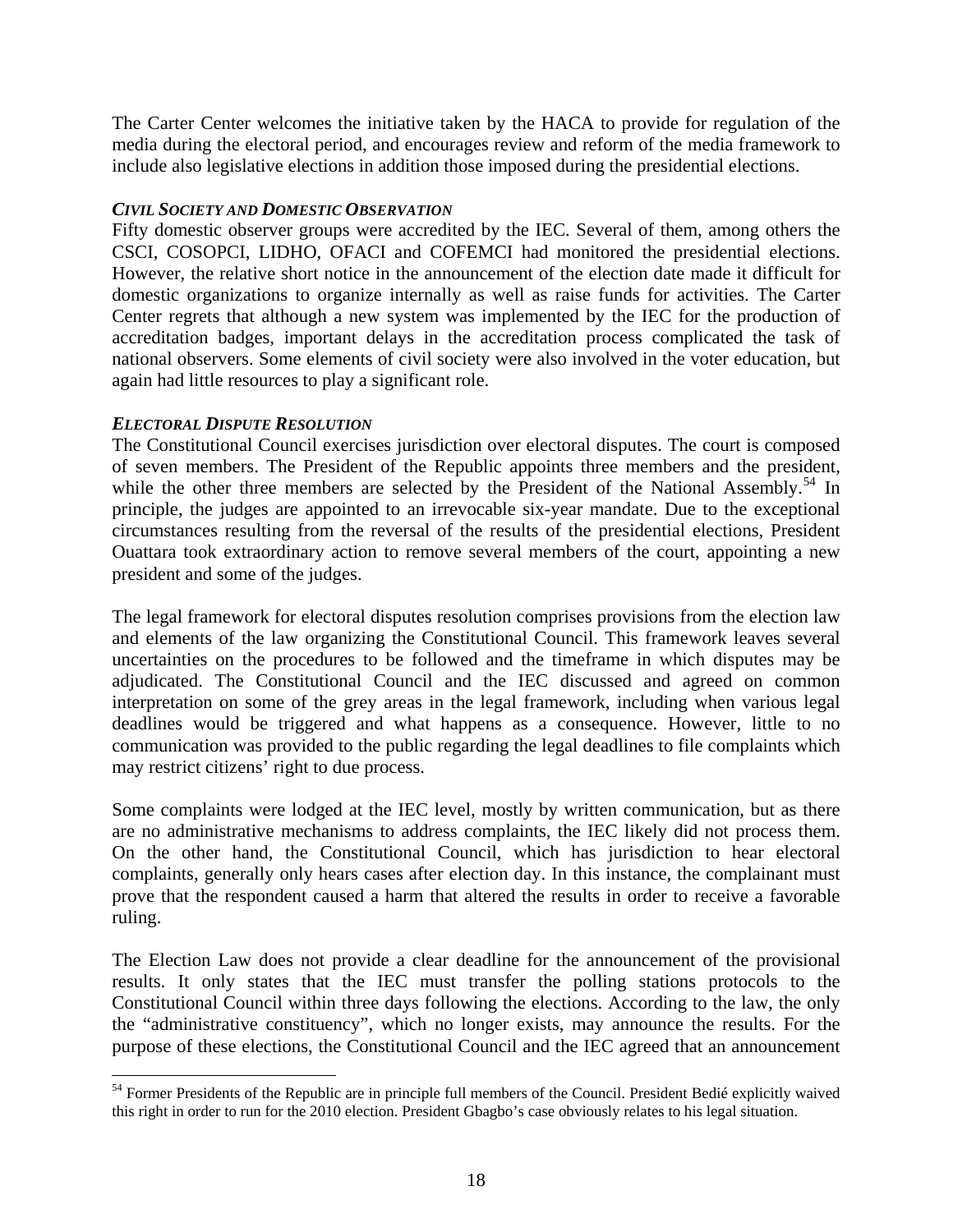The Carter Center welcomes the initiative taken by the HACA to provide for regulation of the media during the electoral period, and encourages review and reform of the media framework to include also legislative elections in addition those imposed during the presidential elections.

***CIVIL SOCIETY AND DOMESTIC OBSERVATION***

Fifty domestic observer groups were accredited by the IEC. Several of them, among others the CSCI, COSOPCI, LIDHO, OFACI and COFEMCI had monitored the presidential elections. However, the relative short notice in the announcement of the election date made it difficult for domestic organizations to organize internally as well as raise funds for activities. The Carter Center regrets that although a new system was implemented by the IEC for the production of accreditation badges, important delays in the accreditation process complicated the task of national observers. Some elements of civil society were also involved in the voter education, but again had little resources to play a significant role.

***ELECTORAL DISPUTE RESOLUTION***

The Constitutional Council exercises jurisdiction over electoral disputes. The court is composed of seven members. The President of the Republic appoints three members and the president, while the other three members are selected by the President of the National Assembly.[54] In principle, the judges are appointed to an irrevocable six-year mandate. Due to the exceptional circumstances resulting from the reversal of the results of the presidential elections, President Ouattara took extraordinary action to remove several members of the court, appointing a new president and some of the judges.

The legal framework for electoral disputes resolution comprises provisions from the election law and elements of the law organizing the Constitutional Council. This framework leaves several uncertainties on the procedures to be followed and the timeframe in which disputes may be adjudicated. The Constitutional Council and the IEC discussed and agreed on common interpretation on some of the grey areas in the legal framework, including when various legal deadlines would be triggered and what happens as a consequence. However, little to no communication was provided to the public regarding the legal deadlines to file complaints which may restrict citizens' right to due process.

Some complaints were lodged at the IEC level, mostly by written communication, but as there are no administrative mechanisms to address complaints, the IEC likely did not process them. On the other hand, the Constitutional Council, which has jurisdiction to hear electoral complaints, generally only hears cases after election day. In this instance, the complainant must prove that the respondent caused a harm that altered the results in order to receive a favorable ruling.

The Election Law does not provide a clear deadline for the announcement of the provisional results. It only states that the IEC must transfer the polling stations protocols to the Constitutional Council within three days following the elections. According to the law, the only the "administrative constituency", which no longer exists, may announce the results. For the purpose of these elections, the Constitutional Council and the IEC agreed that an announcement

[54] Former Presidents of the Republic are in principle full members of the Council. President Bedié explicitly waived this right in order to run for the 2010 election. President Gbagbo's case obviously relates to his legal situation.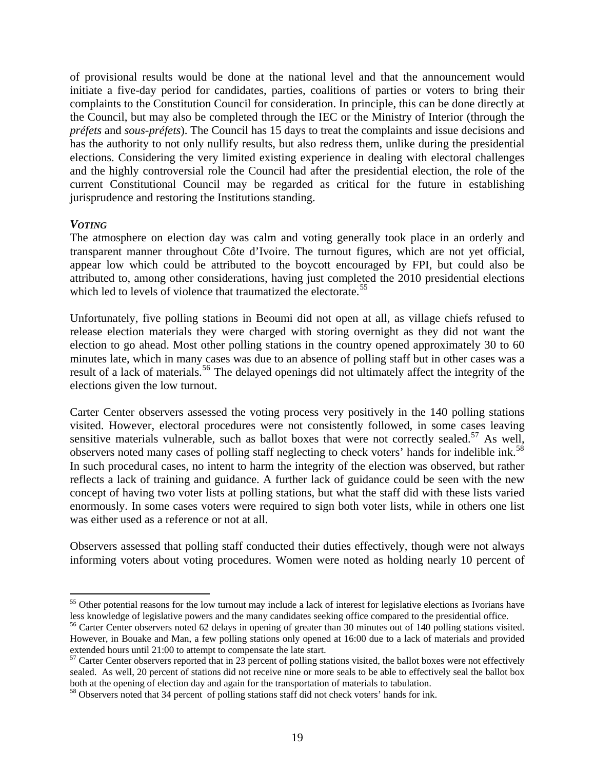of provisional results would be done at the national level and that the announcement would initiate a five-day period for candidates, parties, coalitions of parties or voters to bring their complaints to the Constitution Council for consideration. In principle, this can be done directly at the Council, but may also be completed through the IEC or the Ministry of Interior (through the *préfets* and *sous-préfets*). The Council has 15 days to treat the complaints and issue decisions and has the authority to not only nullify results, but also redress them, unlike during the presidential elections. Considering the very limited existing experience in dealing with electoral challenges and the highly controversial role the Council had after the presidential election, the role of the current Constitutional Council may be regarded as critical for the future in establishing jurisprudence and restoring the Institutions standing.

***VOTING***

The atmosphere on election day was calm and voting generally took place in an orderly and transparent manner throughout Côte d'Ivoire. The turnout figures, which are not yet official, appear low which could be attributed to the boycott encouraged by FPI, but could also be attributed to, among other considerations, having just completed the 2010 presidential elections which led to levels of violence that traumatized the electorate.[55]

Unfortunately, five polling stations in Beoumi did not open at all, as village chiefs refused to release election materials they were charged with storing overnight as they did not want the election to go ahead. Most other polling stations in the country opened approximately 30 to 60 minutes late, which in many cases was due to an absence of polling staff but in other cases was a result of a lack of materials.[56] The delayed openings did not ultimately affect the integrity of the elections given the low turnout.

Carter Center observers assessed the voting process very positively in the 140 polling stations visited. However, electoral procedures were not consistently followed, in some cases leaving sensitive materials vulnerable, such as ballot boxes that were not correctly sealed.[57] As well, observers noted many cases of polling staff neglecting to check voters' hands for indelible ink.[58] In such procedural cases, no intent to harm the integrity of the election was observed, but rather reflects a lack of training and guidance. A further lack of guidance could be seen with the new concept of having two voter lists at polling stations, but what the staff did with these lists varied enormously. In some cases voters were required to sign both voter lists, while in others one list was either used as a reference or not at all.

Observers assessed that polling staff conducted their duties effectively, though were not always informing voters about voting procedures. Women were noted as holding nearly 10 percent of

---

[55] Other potential reasons for the low turnout may include a lack of interest for legislative elections as Ivorians have less knowledge of legislative powers and the many candidates seeking office compared to the presidential office.

[56] Carter Center observers noted 62 delays in opening of greater than 30 minutes out of 140 polling stations visited. However, in Bouake and Man, a few polling stations only opened at 16:00 due to a lack of materials and provided extended hours until 21:00 to attempt to compensate the late start.

[57] Carter Center observers reported that in 23 percent of polling stations visited, the ballot boxes were not effectively sealed. As well, 20 percent of stations did not receive nine or more seals to be able to effectively seal the ballot box both at the opening of election day and again for the transportation of materials to tabulation.

[58] Observers noted that 34 percent of polling stations staff did not check voters' hands for ink.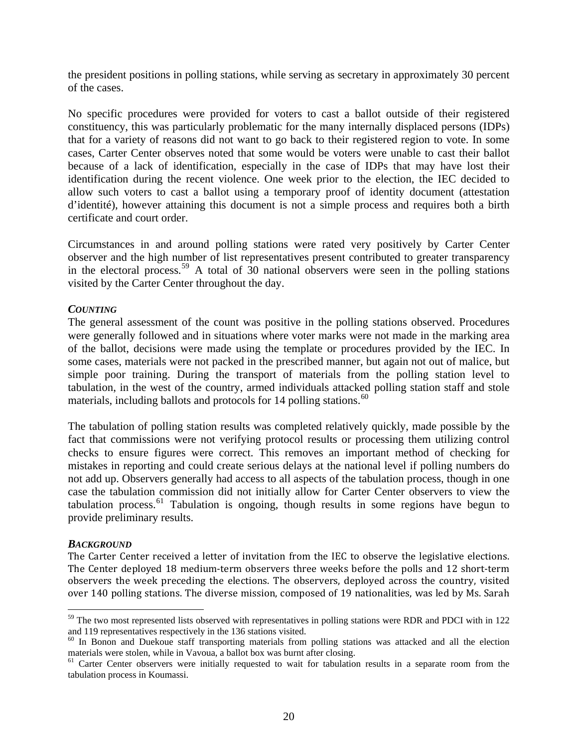the president positions in polling stations, while serving as secretary in approximately 30 percent of the cases.

No specific procedures were provided for voters to cast a ballot outside of their registered constituency, this was particularly problematic for the many internally displaced persons (IDPs) that for a variety of reasons did not want to go back to their registered region to vote. In some cases, Carter Center observes noted that some would be voters were unable to cast their ballot because of a lack of identification, especially in the case of IDPs that may have lost their identification during the recent violence. One week prior to the election, the IEC decided to allow such voters to cast a ballot using a temporary proof of identity document (attestation d'identité), however attaining this document is not a simple process and requires both a birth certificate and court order.

Circumstances in and around polling stations were rated very positively by Carter Center observer and the high number of list representatives present contributed to greater transparency in the electoral process.[59] A total of 30 national observers were seen in the polling stations visited by the Carter Center throughout the day.

***COUNTING***

The general assessment of the count was positive in the polling stations observed. Procedures were generally followed and in situations where voter marks were not made in the marking area of the ballot, decisions were made using the template or procedures provided by the IEC. In some cases, materials were not packed in the prescribed manner, but again not out of malice, but simple poor training. During the transport of materials from the polling station level to tabulation, in the west of the country, armed individuals attacked polling station staff and stole materials, including ballots and protocols for 14 polling stations.[60]

The tabulation of polling station results was completed relatively quickly, made possible by the fact that commissions were not verifying protocol results or processing them utilizing control checks to ensure figures were correct. This removes an important method of checking for mistakes in reporting and could create serious delays at the national level if polling numbers do not add up. Observers generally had access to all aspects of the tabulation process, though in one case the tabulation commission did not initially allow for Carter Center observers to view the tabulation process.[61] Tabulation is ongoing, though results in some regions have begun to provide preliminary results.

***BACKGROUND***

The Carter Center received a letter of invitation from the IEC to observe the legislative elections. The Center deployed 18 medium-term observers three weeks before the polls and 12 short-term observers the week preceding the elections. The observers, deployed across the country, visited over 140 polling stations. The diverse mission, composed of 19 nationalities, was led by Ms. Sarah

---

[59] The two most represented lists observed with representatives in polling stations were RDR and PDCI with in 122 and 119 representatives respectively in the 136 stations visited.

[60] In Bonon and Duekoue staff transporting materials from polling stations was attacked and all the election materials were stolen, while in Vavoua, a ballot box was burnt after closing.

[61] Carter Center observers were initially requested to wait for tabulation results in a separate room from the tabulation process in Koumassi.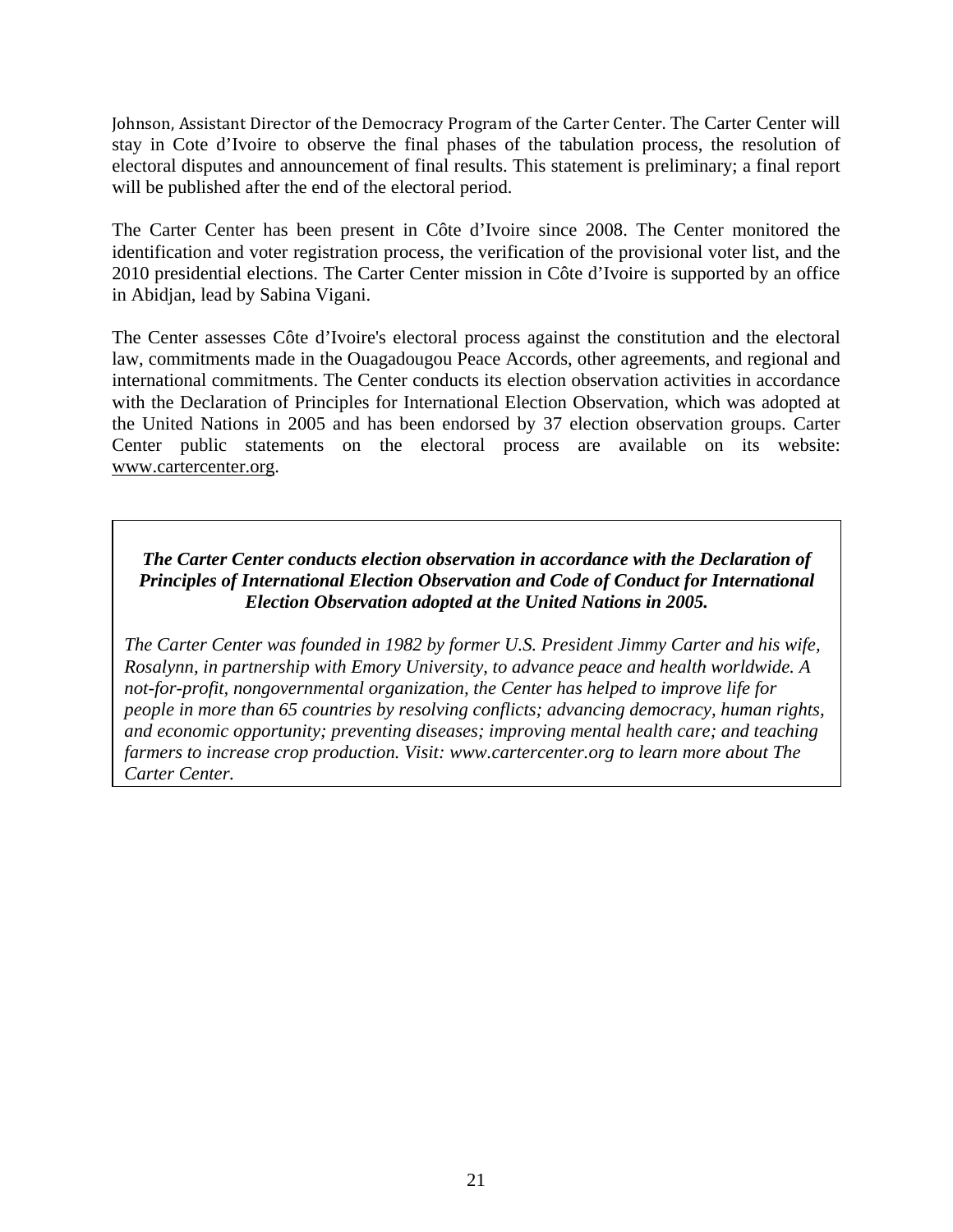Johnson, Assistant Director of the Democracy Program of the Carter Center. The Carter Center will stay in Cote d'Ivoire to observe the final phases of the tabulation process, the resolution of electoral disputes and announcement of final results. This statement is preliminary; a final report will be published after the end of the electoral period.

The Carter Center has been present in Côte d'Ivoire since 2008. The Center monitored the identification and voter registration process, the verification of the provisional voter list, and the 2010 presidential elections. The Carter Center mission in Côte d'Ivoire is supported by an office in Abidjan, lead by Sabina Vigani.

The Center assesses Côte d'Ivoire's electoral process against the constitution and the electoral law, commitments made in the Ouagadougou Peace Accords, other agreements, and regional and international commitments. The Center conducts its election observation activities in accordance with the Declaration of Principles for International Election Observation, which was adopted at the United Nations in 2005 and has been endorsed by 37 election observation groups. Carter Center public statements on the electoral process are available on its website: www.cartercenter.org.

***The Carter Center conducts election observation in accordance with the Declaration of Principles of International Election Observation and Code of Conduct for International Election Observation adopted at the United Nations in 2005.***

*The Carter Center was founded in 1982 by former U.S. President Jimmy Carter and his wife, Rosalynn, in partnership with Emory University, to advance peace and health worldwide. A not-for-profit, nongovernmental organization, the Center has helped to improve life for people in more than 65 countries by resolving conflicts; advancing democracy, human rights, and economic opportunity; preventing diseases; improving mental health care; and teaching farmers to increase crop production. Visit: www.cartercenter.org to learn more about The Carter Center.*